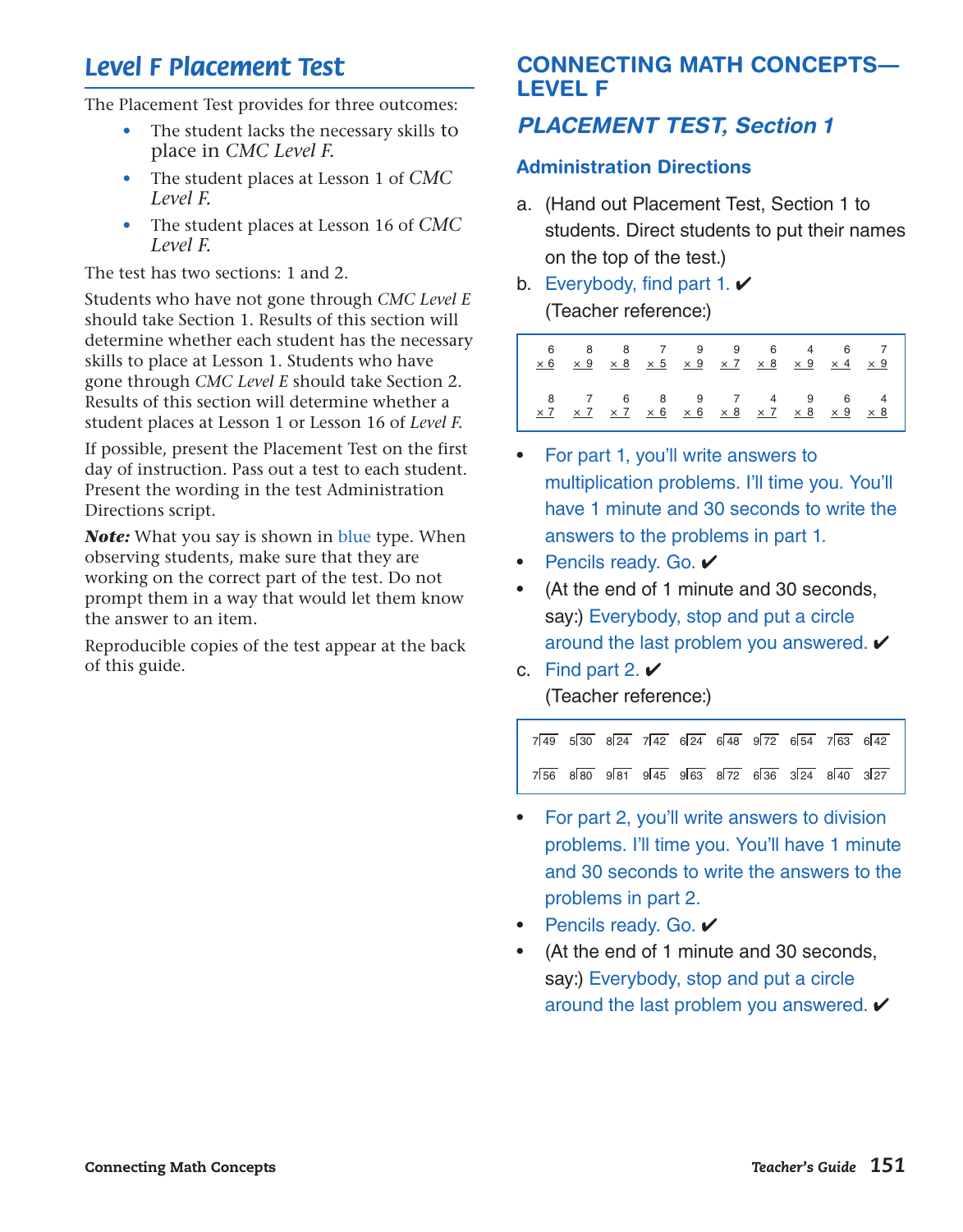## *Level F Placement Test*

The Placement Test provides for three outcomes:

- The student lacks the necessary skills to place in *CMC Level F.*
- The student places at Lesson 1 of *CMC Level F.*
- The student places at Lesson 16 of *CMC Level F.*

The test has two sections: 1 and 2.

Students who have not gone through *CMC Level E* should take Section 1. Results of this section will determine whether each student has the necessary skills to place at Lesson 1. Students who have gone through *CMC Level E* should take Section 2. Results of this section will determine whether a student places at Lesson 1 or Lesson 16 of *Level F.*

If possible, present the Placement Test on the first day of instruction. Pass out a test to each student. Present the wording in the test Administration Directions script.

***Note:*** What you say is shown in blue type. When observing students, make sure that they are working on the correct part of the test. Do not prompt them in a way that would let them know the answer to an item.

Reproducible copies of the test appear at the back of this guide.

## CONNECTING MATH CONCEPTS—LEVEL F

### *PLACEMENT TEST, Section 1*

#### Administration Directions

a. (Hand out Placement Test, Section 1 to students. Direct students to put their names on the top of the test.)

b. Everybody, find part 1. ✔

(Teacher reference:)

| | | | | | | | | | |
|---|---|---|---|---|---|---|---|---|---|
| 6 × 6 | 8 × 9 | 8 × 8 | 7 × 5 | 9 × 9 | 9 × 7 | 6 × 8 | 4 × 9 | 6 × 4 | 7 × 9 |
| 8 × 7 | 7 × 7 | 6 × 7 | 8 × 6 | 9 × 6 | 7 × 8 | 4 × 7 | 9 × 8 | 6 × 9 | 4 × 8 |

- For part 1, you'll write answers to multiplication problems. I'll time you. You'll have 1 minute and 30 seconds to write the answers to the problems in part 1.
- Pencils ready. Go. ✔
- (At the end of 1 minute and 30 seconds, say:) Everybody, stop and put a circle around the last problem you answered. ✔

c. Find part 2. ✔

(Teacher reference:)

| | | | | | | | | | |
|---|---|---|---|---|---|---|---|---|---|
| 7⟌49 | 5⟌30 | 8⟌24 | 7⟌42 | 6⟌24 | 6⟌48 | 9⟌72 | 6⟌54 | 7⟌63 | 6⟌42 |
| 7⟌56 | 8⟌80 | 9⟌81 | 9⟌45 | 9⟌63 | 8⟌72 | 6⟌36 | 3⟌24 | 8⟌40 | 3⟌27 |

- For part 2, you'll write answers to division problems. I'll time you. You'll have 1 minute and 30 seconds to write the answers to the problems in part 2.
- Pencils ready. Go. ✔
- (At the end of 1 minute and 30 seconds, say:) Everybody, stop and put a circle around the last problem you answered. ✔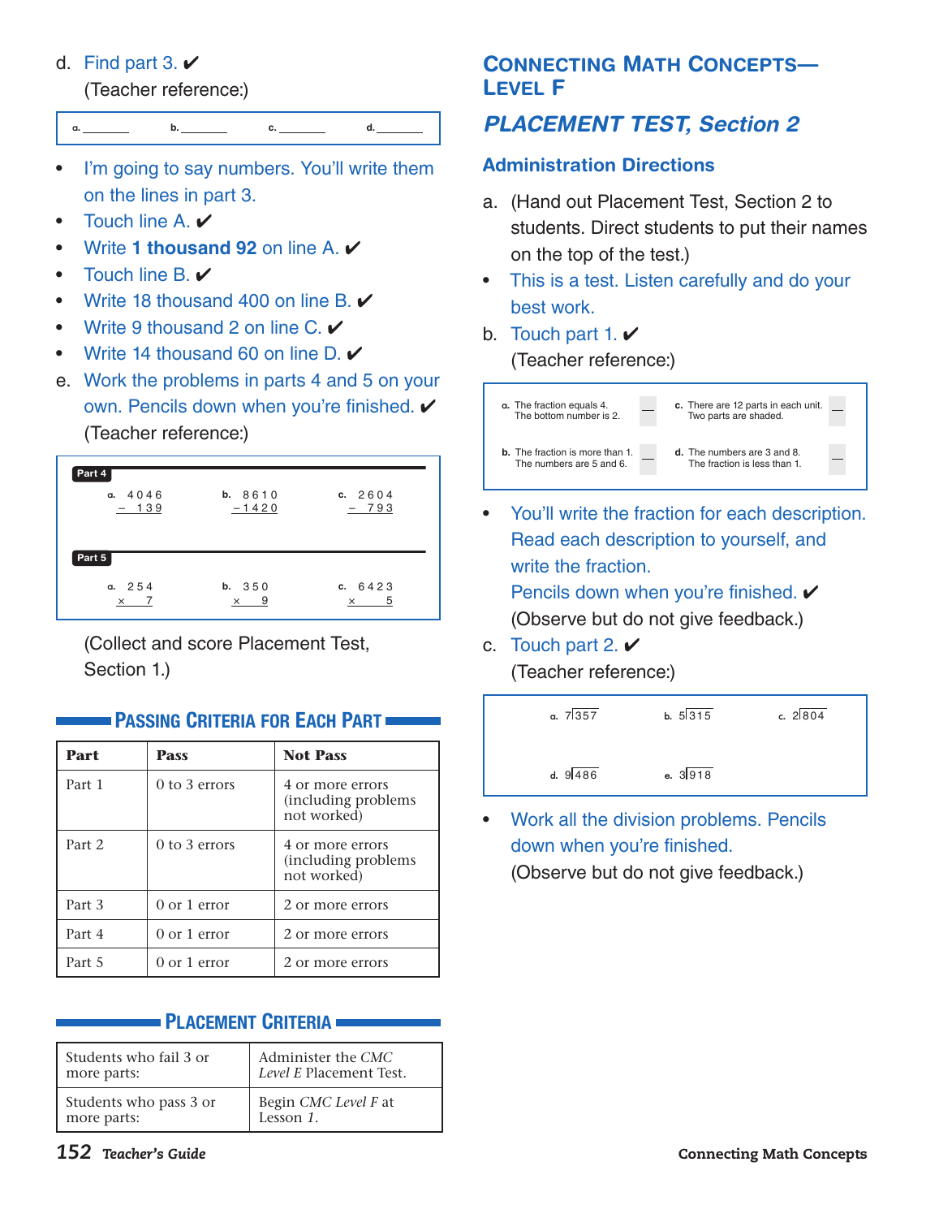d. Find part 3. ✔
(Teacher reference:)

a. ________ b. ________ c. ________ d. ________

- I'm going to say numbers. You'll write them on the lines in part 3.
- Touch line A. ✔
- Write **1 thousand 92** on line A. ✔
- Touch line B. ✔
- Write 18 thousand 400 on line B. ✔
- Write 9 thousand 2 on line C. ✔
- Write 14 thousand 60 on line D. ✔

e. Work the problems in parts 4 and 5 on your own. Pencils down when you're finished. ✔
(Teacher reference:)

**Part 4**

a. $4046 - 139$  b. $8610 - 1420$  c. $2604 - 793$

**Part 5**

a. $254 \times 7$  b. $350 \times 9$  c. $6423 \times 5$

(Collect and score Placement Test, Section 1.)

## Passing Criteria for Each Part

| Part | Pass | Not Pass |
|---|---|---|
| Part 1 | 0 to 3 errors | 4 or more errors (including problems not worked) |
| Part 2 | 0 to 3 errors | 4 or more errors (including problems not worked) |
| Part 3 | 0 or 1 error | 2 or more errors |
| Part 4 | 0 or 1 error | 2 or more errors |
| Part 5 | 0 or 1 error | 2 or more errors |

## Placement Criteria

| | |
|---|---|
| Students who fail 3 or more parts: | Administer the *CMC Level E* Placement Test. |
| Students who pass 3 or more parts: | Begin *CMC Level F* at Lesson *1*. |

# Connecting Math Concepts—Level F

## *PLACEMENT TEST, Section 2*

### Administration Directions

a. (Hand out Placement Test, Section 2 to students. Direct students to put their names on the top of the test.)

- This is a test. Listen carefully and do your best work.

b. Touch part 1. ✔
(Teacher reference:)

a. The fraction equals 4. The bottom number is 2. ___
b. The fraction is more than 1. The numbers are 5 and 6. ___
c. There are 12 parts in each unit. Two parts are shaded. ___
d. The numbers are 3 and 8. The fraction is less than 1. ___

- You'll write the fraction for each description. Read each description to yourself, and write the fraction.
Pencils down when you're finished. ✔
(Observe but do not give feedback.)

c. Touch part 2. ✔
(Teacher reference:)

a. $7\overline{)357}$  b. $5\overline{)315}$  c. $2\overline{)804}$  d. $9\overline{)486}$  e. $3\overline{)918}$

- Work all the division problems. Pencils down when you're finished.
(Observe but do not give feedback.)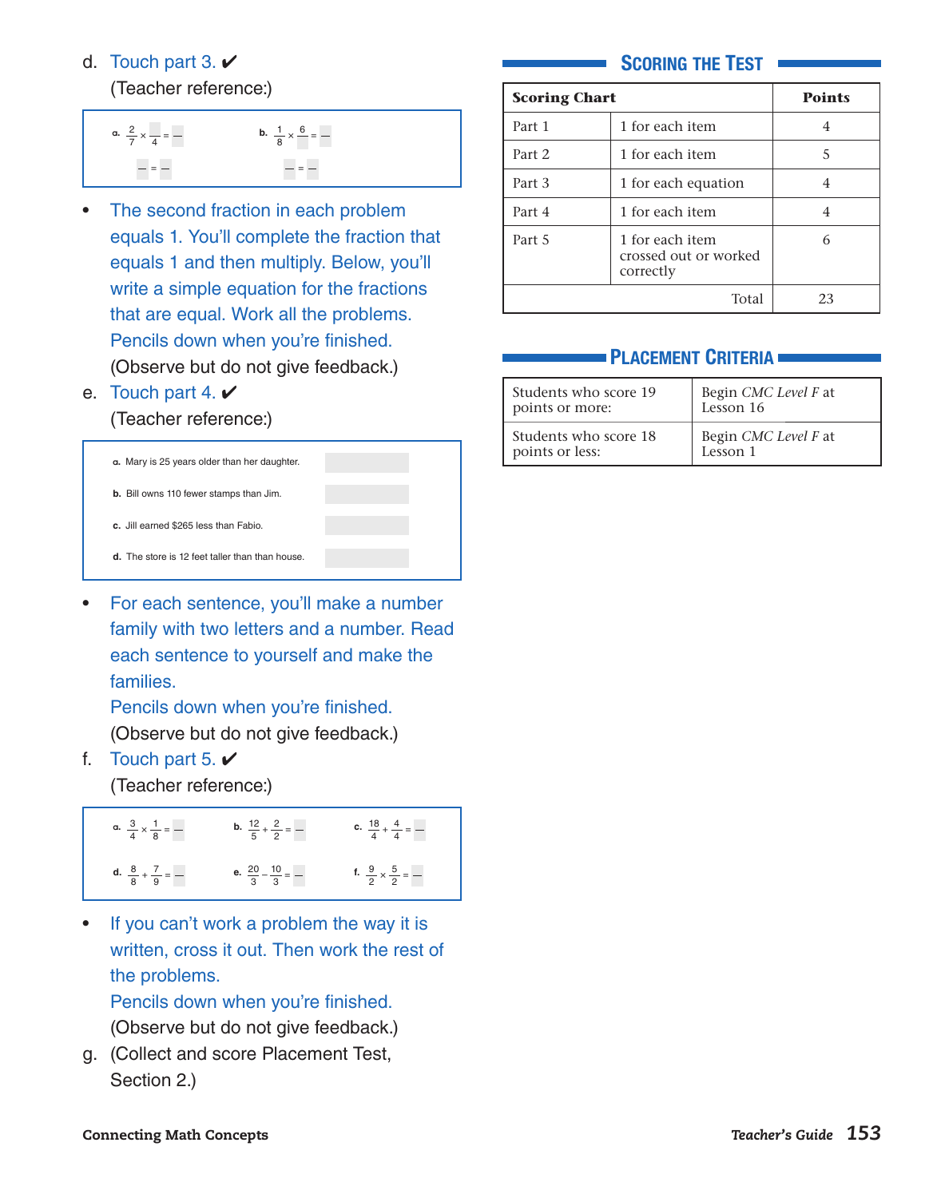d. Touch part 3. ✔

(Teacher reference:)

a. $\frac{2}{7} \times \frac{\square}{4} = \frac{}{}$  b. $\frac{1}{8} \times \frac{6}{} = \frac{}{}$

$\frac{}{} = \frac{}{}$  $\frac{}{} = \frac{}{}$

- The second fraction in each problem equals 1. You'll complete the fraction that equals 1 and then multiply. Below, you'll write a simple equation for the fractions that are equal. Work all the problems. Pencils down when you're finished.

(Observe but do not give feedback.)

e. Touch part 4. ✔

(Teacher reference:)

a. Mary is 25 years older than her daughter.

b. Bill owns 110 fewer stamps than Jim.

c. Jill earned $265 less than Fabio.

d. The store is 12 feet taller than than house.

- For each sentence, you'll make a number family with two letters and a number. Read each sentence to yourself and make the families.

Pencils down when you're finished.

(Observe but do not give feedback.)

f. Touch part 5. ✔

(Teacher reference:)

a. $\frac{3}{4} \times \frac{1}{8} = \frac{}{}$  b. $\frac{12}{5} + \frac{2}{2} = \frac{}{}$  c. $\frac{18}{4} + \frac{4}{4} = \frac{}{}$

d. $\frac{8}{8} + \frac{7}{9} = \frac{}{}$  e. $\frac{20}{3} - \frac{10}{3} = \frac{}{}$  f. $\frac{9}{2} \times \frac{5}{2} = \frac{}{}$

- If you can't work a problem the way it is written, cross it out. Then work the rest of the problems.

Pencils down when you're finished.

(Observe but do not give feedback.)

g. (Collect and score Placement Test, Section 2.)

## Scoring the Test

| Scoring Chart | | Points |
|---|---|---|
| Part 1 | 1 for each item | 4 |
| Part 2 | 1 for each item | 5 |
| Part 3 | 1 for each equation | 4 |
| Part 4 | 1 for each item | 4 |
| Part 5 | 1 for each item crossed out or worked correctly | 6 |
| | Total | 23 |

## Placement Criteria

| | |
|---|---|
| Students who score 19 points or more: | Begin *CMC Level F* at Lesson 16 |
| Students who score 18 points or less: | Begin *CMC Level F* at Lesson 1 |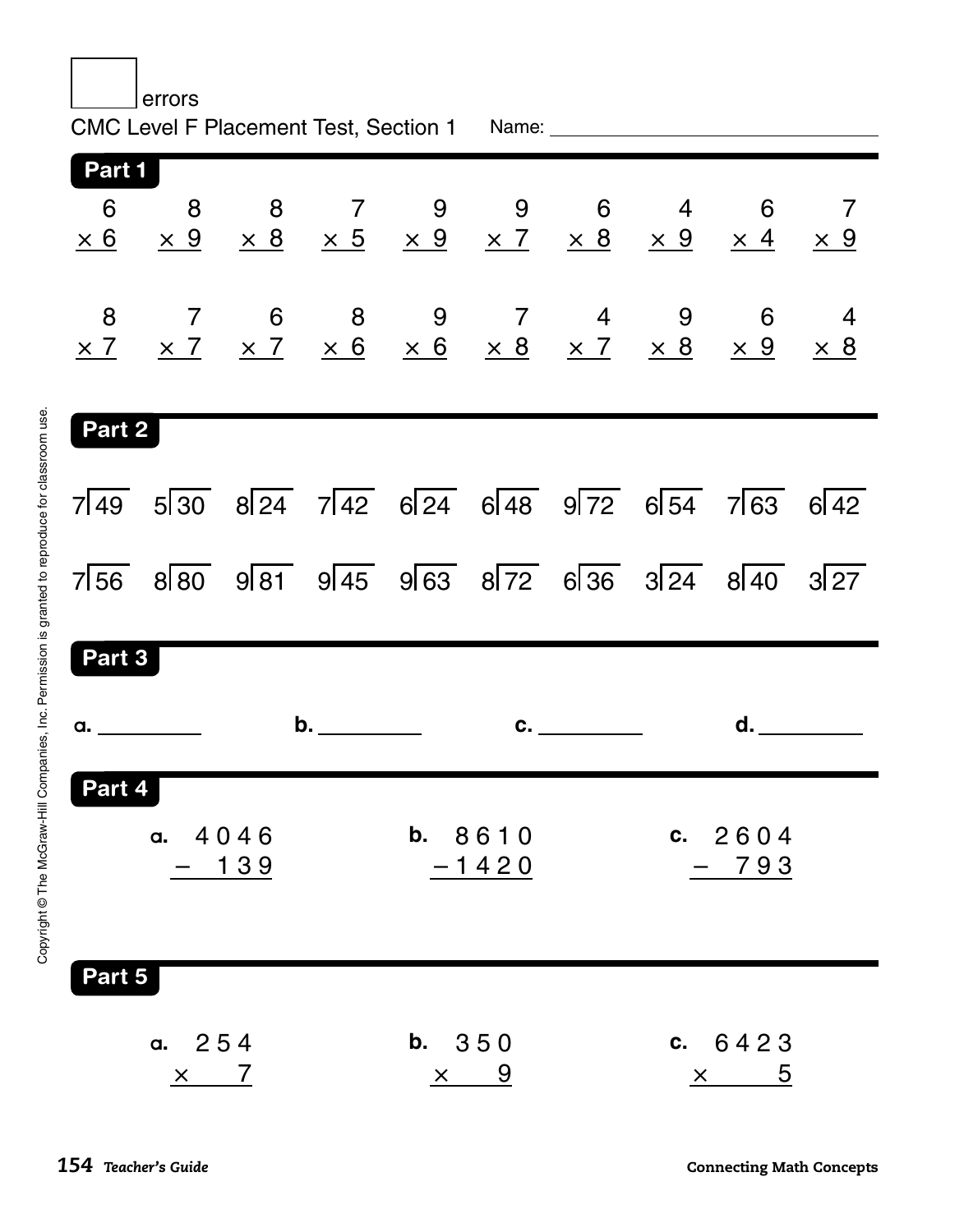errors

CMC Level F Placement Test, Section 1 Name: ____________________

## Part 1

| | | | | | | | | | |
|---|---|---|---|---|---|---|---|---|---|
| $6 \times 6$ | $8 \times 9$ | $8 \times 8$ | $7 \times 5$ | $9 \times 9$ | $9 \times 7$ | $6 \times 8$ | $4 \times 9$ | $6 \times 4$ | $7 \times 9$ |
| $8 \times 7$ | $7 \times 7$ | $6 \times 7$ | $8 \times 6$ | $9 \times 6$ | $7 \times 8$ | $4 \times 7$ | $9 \times 8$ | $6 \times 9$ | $4 \times 8$ |

## Part 2

| | | | | | | | | | |
|---|---|---|---|---|---|---|---|---|---|
| $7\overline{)49}$ | $5\overline{)30}$ | $8\overline{)24}$ | $7\overline{)42}$ | $6\overline{)24}$ | $6\overline{)48}$ | $9\overline{)72}$ | $6\overline{)54}$ | $7\overline{)63}$ | $6\overline{)42}$ |
| $7\overline{)56}$ | $8\overline{)80}$ | $9\overline{)81}$ | $9\overline{)45}$ | $9\overline{)63}$ | $8\overline{)72}$ | $6\overline{)36}$ | $3\overline{)24}$ | $8\overline{)40}$ | $3\overline{)27}$ |

## Part 3

**a.** ________ **b.** ________ **c.** ________ **d.** ________

## Part 4

**a.** $4046 - 139$

**b.** $8610 - 1420$

**c.** $2604 - 793$

## Part 5

**a.** $254 \times 7$

**b.** $350 \times 9$

**c.** $6423 \times 5$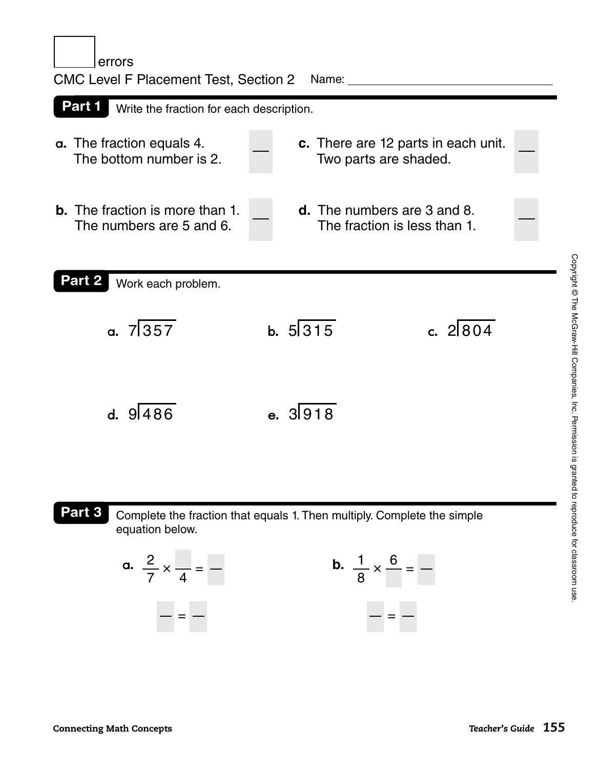☐ errors

CMC Level F Placement Test, Section 2 Name: ______________________

**Part 1** Write the fraction for each description.

**a.** The fraction equals 4. The bottom number is 2. ___

**b.** The fraction is more than 1. The numbers are 5 and 6. ___

**c.** There are 12 parts in each unit. Two parts are shaded. ___

**d.** The numbers are 3 and 8. The fraction is less than 1. ___

**Part 2** Work each problem.

**a.** $7\overline{)357}$

**b.** $5\overline{)315}$

**c.** $2\overline{)804}$

**d.** $9\overline{)486}$

**e.** $3\overline{)918}$

**Part 3** Complete the fraction that equals 1. Then multiply. Complete the simple equation below.

**a.** $\frac{2}{7} \times \frac{\square}{4} = \frac{\square}{\square}$

$\frac{\square}{\square} = \frac{\square}{\square}$

**b.** $\frac{1}{8} \times \frac{6}{\square} = \frac{\square}{\square}$

$\frac{\square}{\square} = \frac{\square}{\square}$

Copyright © The McGraw-Hill Companies, Inc. Permission is granted to reproduce for classroom use.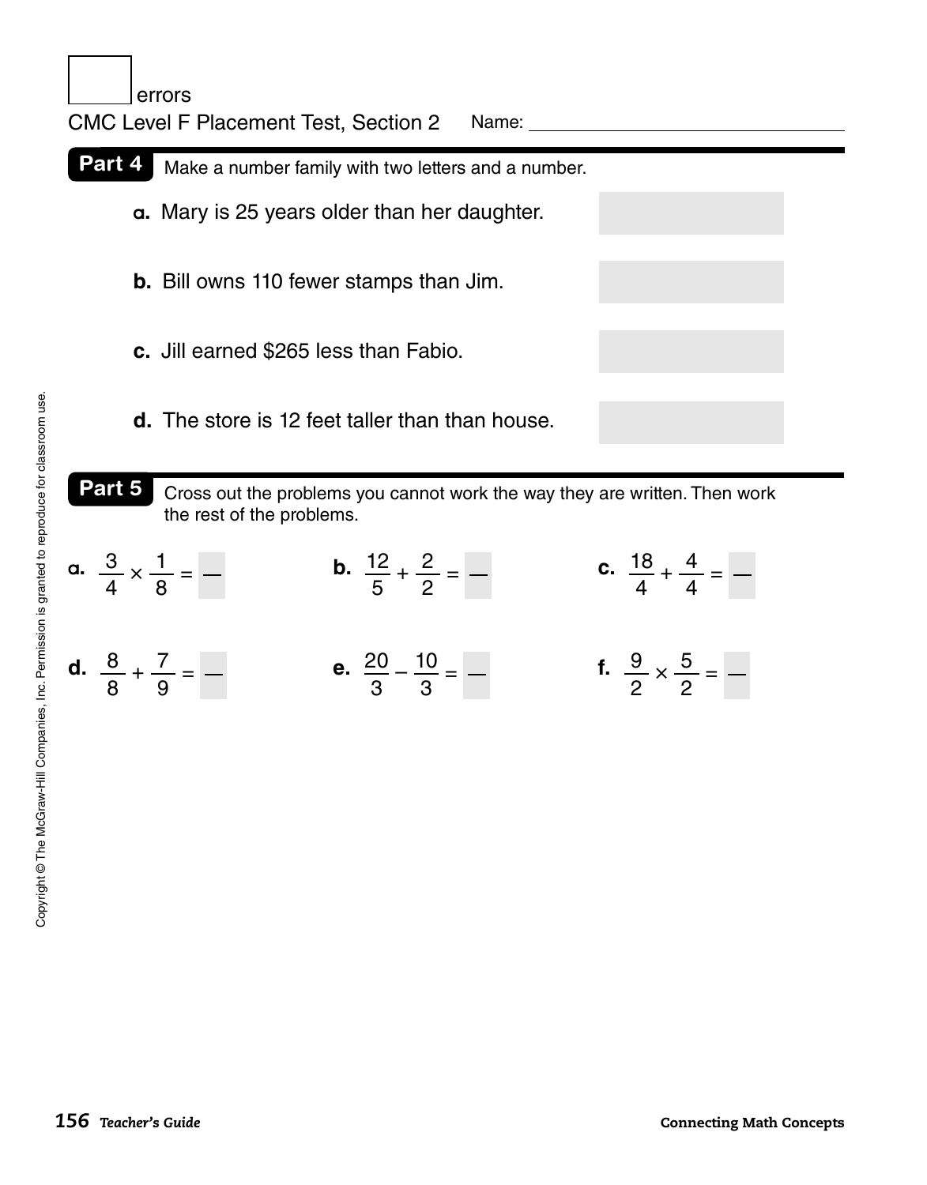errors

CMC Level F Placement Test, Section 2 Name: ______________________

## Part 4

Make a number family with two letters and a number.

**a.** Mary is 25 years older than her daughter.

**b.** Bill owns 110 fewer stamps than Jim.

**c.** Jill earned $265 less than Fabio.

**d.** The store is 12 feet taller than than house.

## Part 5

Cross out the problems you cannot work the way they are written. Then work the rest of the problems.

**a.** $\frac{3}{4} \times \frac{1}{8} = \frac{\quad}{\quad}$

**b.** $\frac{12}{5} + \frac{2}{2} = \frac{\quad}{\quad}$

**c.** $\frac{18}{4} + \frac{4}{4} = \frac{\quad}{\quad}$

**d.** $\frac{8}{8} + \frac{7}{9} = \frac{\quad}{\quad}$

**e.** $\frac{20}{3} - \frac{10}{3} = \frac{\quad}{\quad}$

**f.** $\frac{9}{2} \times \frac{5}{2} = \frac{\quad}{\quad}$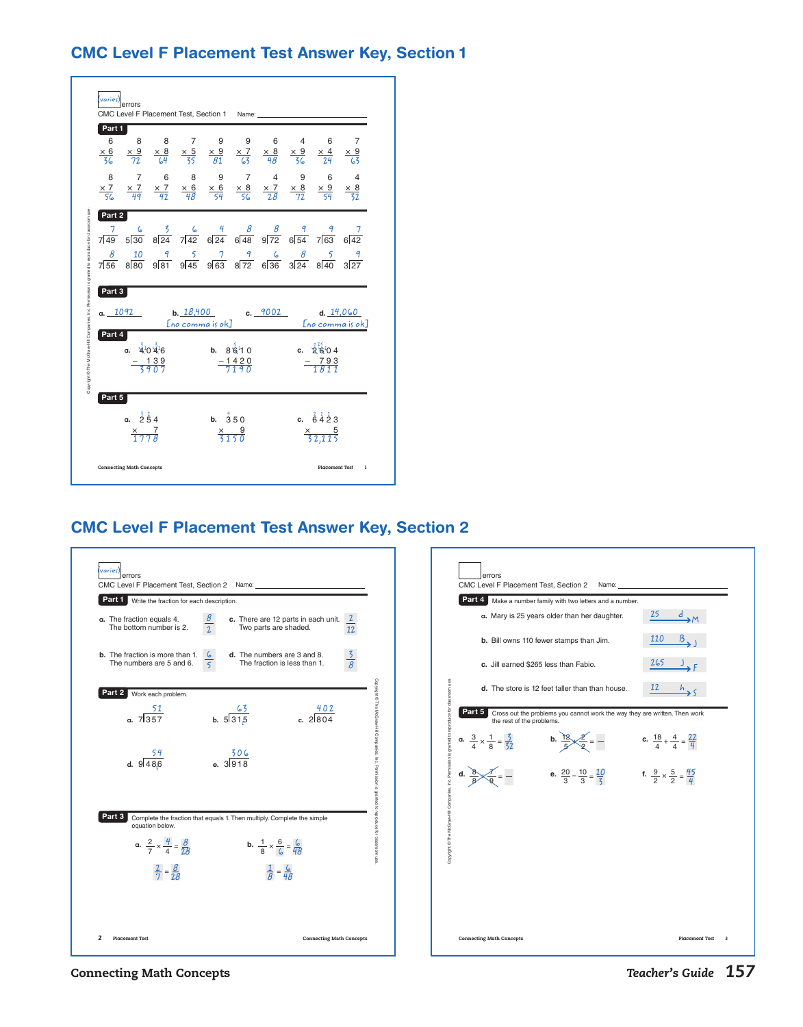# CMC Level F Placement Test Answer Key, Section 1

(varies) errors

CMC Level F Placement Test, Section 1 Name: ____________

**Part 1**

| | | | | | | | | | |
|---|---|---|---|---|---|---|---|---|---|
| $6 \times 6 = 36$ | $8 \times 9 = 72$ | $8 \times 8 = 64$ | $7 \times 5 = 35$ | $9 \times 9 = 81$ | $9 \times 7 = 63$ | $6 \times 8 = 48$ | $4 \times 9 = 36$ | $6 \times 4 = 24$ | $7 \times 9 = 63$ |
| $8 \times 7 = 56$ | $7 \times 7 = 49$ | $6 \times 7 = 42$ | $8 \times 6 = 48$ | $9 \times 6 = 54$ | $7 \times 8 = 56$ | $4 \times 7 = 28$ | $9 \times 8 = 72$ | $6 \times 9 = 54$ | $4 \times 8 = 32$ |

**Part 2**

| | | | | | | | | | |
|---|---|---|---|---|---|---|---|---|---|
| $49 \div 7 = 7$ | $30 \div 5 = 6$ | $24 \div 8 = 3$ | $42 \div 7 = 6$ | $24 \div 6 = 4$ | $48 \div 6 = 8$ | $72 \div 9 = 8$ | $54 \div 6 = 9$ | $63 \div 7 = 9$ | $42 \div 6 = 7$ |
| $56 \div 7 = 8$ | $80 \div 8 = 10$ | $81 \div 9 = 9$ | $45 \div 9 = 5$ | $63 \div 9 = 7$ | $72 \div 8 = 9$ | $36 \div 6 = 6$ | $24 \div 3 = 8$ | $40 \div 8 = 5$ | $27 \div 3 = 9$ |

**Part 3**

a. 1092  b. 18,400 [no comma is ok]  c. 9002  d. 14,060 [no comma is ok]

**Part 4**

a. $4046 - 139 = 3907$

b. $8610 - 1420 = 7190$

c. $2604 - 793 = 1811$

**Part 5**

a. $254 \times 7 = 1778$

b. $350 \times 9 = 3150$

c. $6423 \times 5 = 32,115$

# CMC Level F Placement Test Answer Key, Section 2

(varies) errors

CMC Level F Placement Test, Section 2 Name: ____________

**Part 1** Write the fraction for each description.

a. The fraction equals 4. The bottom number is 2. $\frac{8}{2}$

b. The fraction is more than 1. The numbers are 5 and 6. $\frac{6}{5}$

c. There are 12 parts in each unit. Two parts are shaded. $\frac{2}{12}$

d. The numbers are 3 and 8. The fraction is less than 1. $\frac{3}{8}$

**Part 2** Work each problem.

a. $357 \div 7 = 51$

b. $315 \div 5 = 63$

c. $804 \div 2 = 402$

d. $486 \div 9 = 54$

e. $918 \div 3 = 306$

**Part 3** Complete the fraction that equals 1. Then multiply. Complete the simple equation below.

a. $\frac{2}{7} \times \frac{4}{4} = \frac{8}{28}$  $\frac{2}{7} = \frac{8}{28}$

b. $\frac{1}{8} \times \frac{6}{6} = \frac{6}{48}$  $\frac{1}{8} = \frac{6}{48}$

errors

CMC Level F Placement Test, Section 2 Name: ____________

**Part 4** Make a number family with two letters and a number.

a. Mary is 25 years older than her daughter. 25, d → M

b. Bill owns 110 fewer stamps than Jim. 110, B → J

c. Jill earned $265 less than Fabio. 265, J → F

d. The store is 12 feet taller than than house. 12, h → S

**Part 5** Cross out the problems you cannot work the way they are written. Then work the rest of the problems.

a. $\frac{3}{4} \times \frac{1}{8} = \frac{3}{32}$

b. $\frac{12}{5} + \frac{2}{2} =$ — (crossed out)

c. $\frac{18}{4} + \frac{4}{4} = \frac{22}{4}$

d. $\frac{8}{8} + \frac{7}{9} =$ — (crossed out)

e. $\frac{20}{3} - \frac{10}{3} = \frac{10}{3}$

f. $\frac{9}{2} \times \frac{5}{2} = \frac{45}{4}$